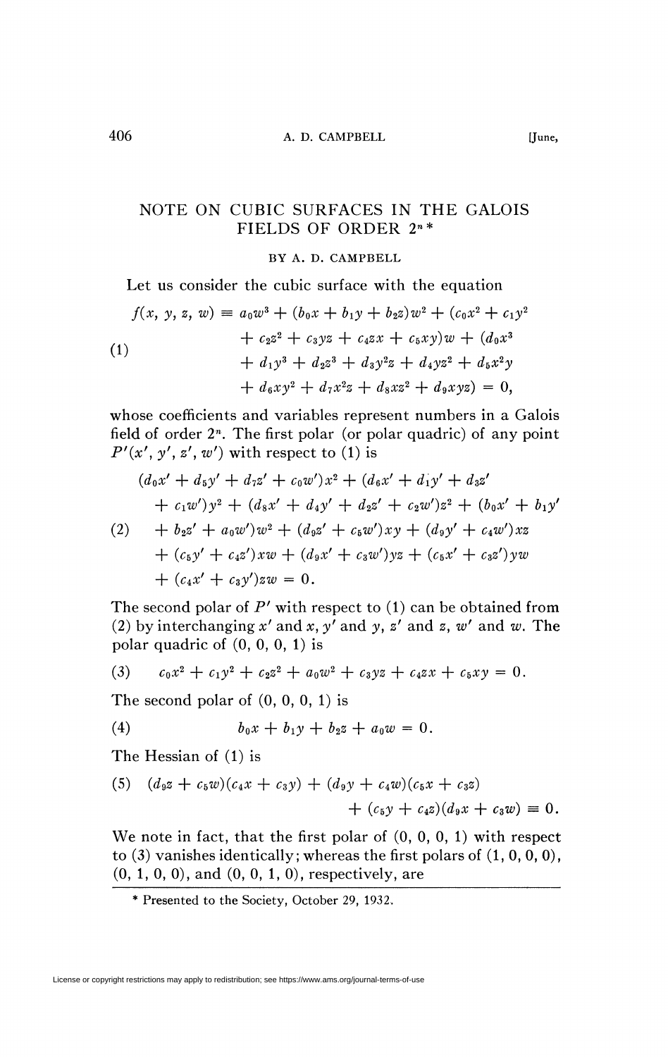# NOTE ON CUBIC SURFACES IN THE GALOIS FIELDS OF ORDER $2^n$*

BY A. D. CAMPBELL

Let us consider the cubic surface with the equation

$$
\begin{aligned}
f(x, y, z, w) \equiv a_0w^3 &+ (b_0x + b_1y + b_2z)w^2 + (c_0x^2 + c_1y^2 \\
&+ c_2z^2 + c_3yz + c_4zx + c_5xy)w + (d_0x^3 \\
&+ d_1y^3 + d_2z^3 + d_3y^2z + d_4yz^2 + d_5x^2y \\
&+ d_6xy^2 + d_7x^2z + d_8xz^2 + d_9xyz) = 0,
\end{aligned} \tag{1}
$$

whose coefficients and variables represent numbers in a Galois field of order $2^n$. The first polar (or polar quadric) of any point $P'(x', y', z', w')$ with respect to (1) is

$$
\begin{aligned}
&(d_0x' + d_5y' + d_7z' + c_0w')x^2 + (d_6x' + d_1y' + d_3z' \\
&\quad + c_1w')y^2 + (d_8x' + d_4y' + d_2z' + c_2w')z^2 + (b_0x' + b_1y' \\
&\quad + b_2z' + a_0w')w^2 + (d_9z' + c_5w')xy + (d_9y' + c_4w')xz \\
&\quad + (c_5y' + c_4z')xw + (d_9x' + c_3w')yz + (c_5x' + c_3z')yw \\
&\quad + (c_4x' + c_3y')zw = 0.
\end{aligned} \tag{2}
$$

The second polar of $P'$ with respect to (1) can be obtained from (2) by interchanging $x'$ and $x$, $y'$ and $y$, $z'$ and $z$, $w'$ and $w$. The polar quadric of $(0, 0, 0, 1)$ is

$$
c_0x^2 + c_1y^2 + c_2z^2 + a_0w^2 + c_3yz + c_4zx + c_5xy = 0. \tag{3}
$$

The second polar of $(0, 0, 0, 1)$ is

$$
b_0x + b_1y + b_2z + a_0w = 0. \tag{4}
$$

The Hessian of (1) is

$$
(d_9z + c_5w)(c_4x + c_3y) + (d_9y + c_4w)(c_5x + c_3z) + (c_5y + c_4z)(d_9x + c_3w) \equiv 0. \tag{5}
$$

We note in fact, that the first polar of $(0, 0, 0, 1)$ with respect to (3) vanishes identically; whereas the first polars of $(1, 0, 0, 0)$, $(0, 1, 0, 0)$, and $(0, 0, 1, 0)$, respectively, are

---

* Presented to the Society, October 29, 1932.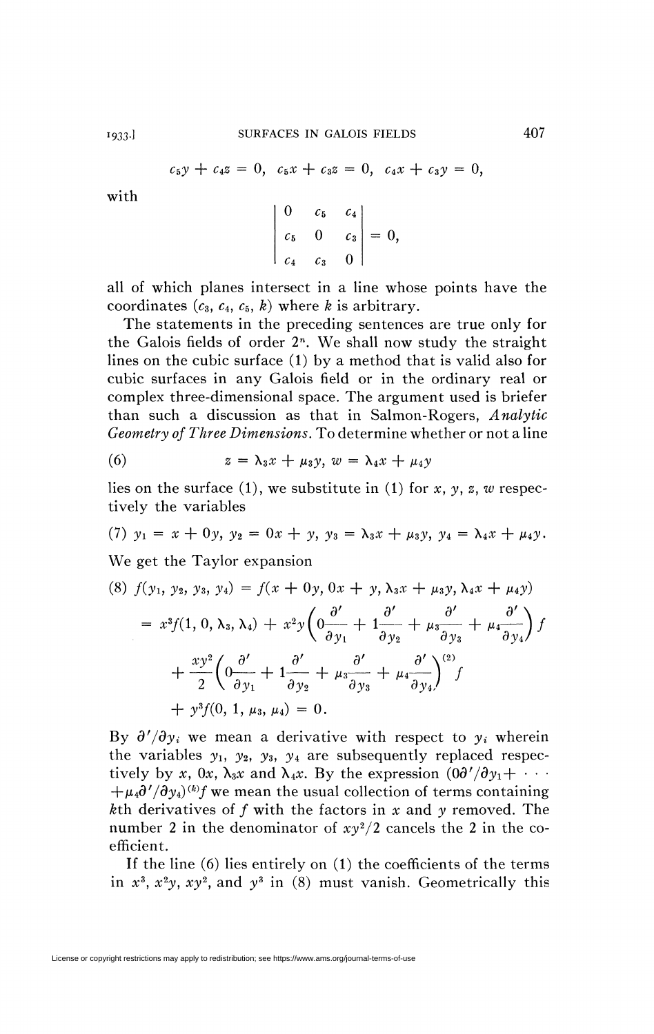$$c_5y + c_4z = 0, \quad c_5x + c_3z = 0, \quad c_4x + c_3y = 0,$$

with

$$\begin{vmatrix} 0 & c_5 & c_4 \\ c_5 & 0 & c_3 \\ c_4 & c_3 & 0 \end{vmatrix} = 0,$$

all of which planes intersect in a line whose points have the coordinates $(c_3, c_4, c_5, k)$ where $k$ is arbitrary.

The statements in the preceding sentences are true only for the Galois fields of order $2^n$. We shall now study the straight lines on the cubic surface (1) by a method that is valid also for cubic surfaces in any Galois field or in the ordinary real or complex three-dimensional space. The argument used is briefer than such a discussion as that in Salmon-Rogers, *Analytic Geometry of Three Dimensions*. To determine whether or not a line

$$(6) \qquad z = \lambda_3 x + \mu_3 y, \; w = \lambda_4 x + \mu_4 y$$

lies on the surface (1), we substitute in (1) for $x, y, z, w$ respectively the variables

$$(7) \; y_1 = x + 0y, \; y_2 = 0x + y, \; y_3 = \lambda_3 x + \mu_3 y, \; y_4 = \lambda_4 x + \mu_4 y.$$

We get the Taylor expansion

$$
\begin{aligned}
(8) \; f(y_1, y_2, y_3, y_4) &= f(x + 0y, 0x + y, \lambda_3 x + \mu_3 y, \lambda_4 x + \mu_4 y) \\
&= x^3 f(1, 0, \lambda_3, \lambda_4) + x^2 y \left( 0\frac{\partial'}{\partial y_1} + 1\frac{\partial'}{\partial y_2} + \mu_3 \frac{\partial'}{\partial y_3} + \mu_4 \frac{\partial'}{\partial y_4} \right) f \\
&\quad + \frac{xy^2}{2} \left( 0\frac{\partial'}{\partial y_1} + 1\frac{\partial'}{\partial y_2} + \mu_3 \frac{\partial'}{\partial y_3} + \mu_4 \frac{\partial'}{\partial y_4} \right)^{(2)} f \\
&\quad + y^3 f(0, 1, \mu_3, \mu_4) = 0.
\end{aligned}
$$

By $\partial'/\partial y_i$ we mean a derivative with respect to $y_i$ wherein the variables $y_1, y_2, y_3, y_4$ are subsequently replaced respectively by $x$, $0x$, $\lambda_3 x$ and $\lambda_4 x$. By the expression $(0\partial'/\partial y_1 + \cdots + \mu_4 \partial'/\partial y_4)^{(k)} f$ we mean the usual collection of terms containing $k$th derivatives of $f$ with the factors in $x$ and $y$ removed. The number 2 in the denominator of $xy^2/2$ cancels the 2 in the coefficient.

If the line (6) lies entirely on (1) the coefficients of the terms in $x^3$, $x^2y$, $xy^2$, and $y^3$ in (8) must vanish. Geometrically this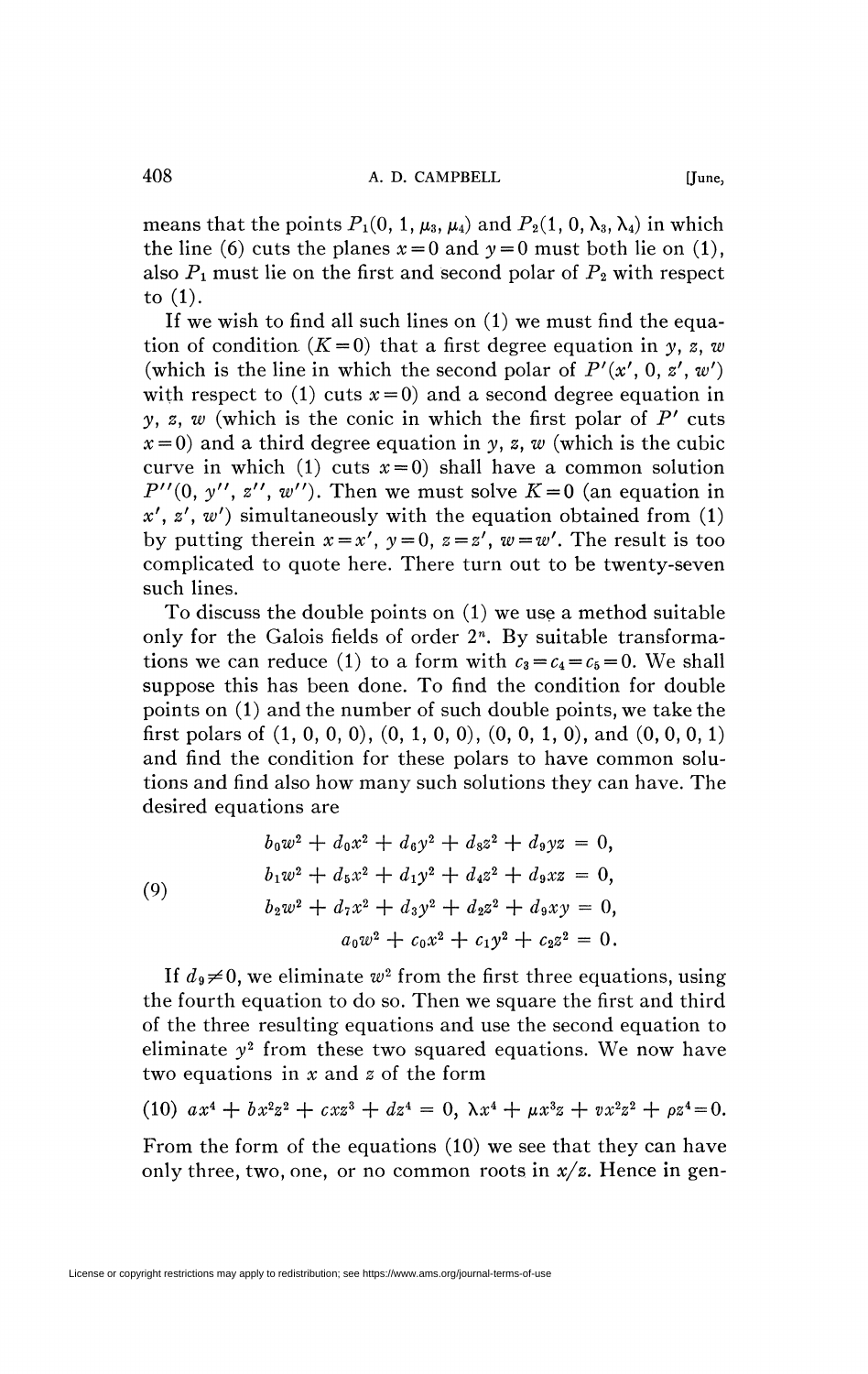means that the points $P_1(0, 1, \mu_3, \mu_4)$ and $P_2(1, 0, \lambda_3, \lambda_4)$ in which the line (6) cuts the planes $x=0$ and $y=0$ must both lie on (1), also $P_1$ must lie on the first and second polar of $P_2$ with respect to (1).

If we wish to find all such lines on (1) we must find the equation of condition ($K=0$) that a first degree equation in $y$, $z$, $w$ (which is the line in which the second polar of $P'(x', 0, z', w')$ with respect to (1) cuts $x=0$) and a second degree equation in $y$, $z$, $w$ (which is the conic in which the first polar of $P'$ cuts $x=0$) and a third degree equation in $y$, $z$, $w$ (which is the cubic curve in which (1) cuts $x=0$) shall have a common solution $P''(0, y'', z'', w'')$. Then we must solve $K=0$ (an equation in $x'$, $z'$, $w'$) simultaneously with the equation obtained from (1) by putting therein $x=x'$, $y=0$, $z=z'$, $w=w'$. The result is too complicated to quote here. There turn out to be twenty-seven such lines.

To discuss the double points on (1) we use a method suitable only for the Galois fields of order $2^n$. By suitable transformations we can reduce (1) to a form with $c_3=c_4=c_5=0$. We shall suppose this has been done. To find the condition for double points on (1) and the number of such double points, we take the first polars of $(1, 0, 0, 0)$, $(0, 1, 0, 0)$, $(0, 0, 1, 0)$, and $(0, 0, 0, 1)$ and find the condition for these polars to have common solutions and find also how many such solutions they can have. The desired equations are

$$
(9)\qquad
\begin{aligned}
b_0w^2 + d_0x^2 + d_6y^2 + d_8z^2 + d_9yz &= 0,\\
b_1w^2 + d_5x^2 + d_1y^2 + d_4z^2 + d_9xz &= 0,\\
b_2w^2 + d_7x^2 + d_3y^2 + d_2z^2 + d_9xy &= 0,\\
a_0w^2 + c_0x^2 + c_1y^2 + c_2z^2 &= 0.
\end{aligned}
$$

If $d_9 \neq 0$, we eliminate $w^2$ from the first three equations, using the fourth equation to do so. Then we square the first and third of the three resulting equations and use the second equation to eliminate $y^2$ from these two squared equations. We now have two equations in $x$ and $z$ of the form

$$
(10)\quad ax^4 + bx^2z^2 + cxz^3 + dz^4 = 0,\quad \lambda x^4 + \mu x^3z + \nu x^2z^2 + \rho z^4 = 0.
$$

From the form of the equations (10) we see that they can have only three, two, one, or no common roots in $x/z$. Hence in gen-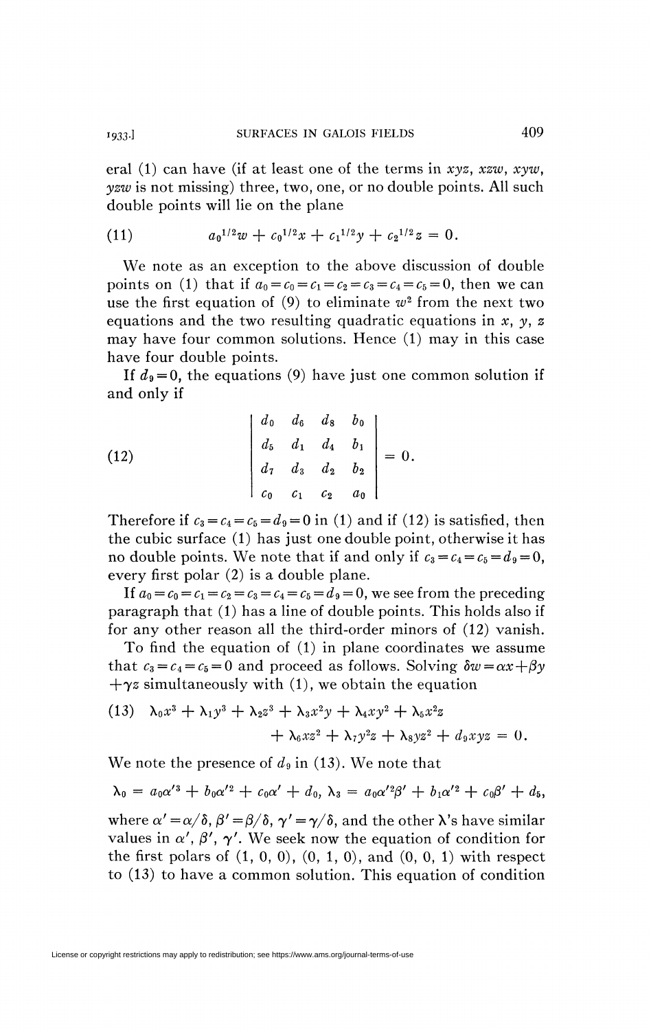eral (1) can have (if at least one of the terms in $xyz$, $xzw$, $xyw$, $yzw$ is not missing) three, two, one, or no double points. All such double points will lie on the plane

$$
a_0^{1/2}w + c_0^{1/2}x + c_1^{1/2}y + c_2^{1/2}z = 0. \tag{11}
$$

We note as an exception to the above discussion of double points on (1) that if $a_0 = c_0 = c_1 = c_2 = c_3 = c_4 = c_5 = 0$, then we can use the first equation of (9) to eliminate $w^2$ from the next two equations and the two resulting quadratic equations in $x$, $y$, $z$ may have four common solutions. Hence (1) may in this case have four double points.

If $d_9 = 0$, the equations (9) have just one common solution if and only if

$$
\begin{vmatrix} d_0 & d_6 & d_8 & b_0 \\ d_5 & d_1 & d_4 & b_1 \\ d_7 & d_3 & d_2 & b_2 \\ c_0 & c_1 & c_2 & a_0 \end{vmatrix} = 0. \tag{12}
$$

Therefore if $c_3 = c_4 = c_5 = d_9 = 0$ in (1) and if (12) is satisfied, then the cubic surface (1) has just one double point, otherwise it has no double points. We note that if and only if $c_3 = c_4 = c_5 = d_9 = 0$, every first polar (2) is a double plane.

If $a_0 = c_0 = c_1 = c_2 = c_3 = c_4 = c_5 = d_9 = 0$, we see from the preceding paragraph that (1) has a line of double points. This holds also if for any other reason all the third-order minors of (12) vanish.

To find the equation of (1) in plane coordinates we assume that $c_3 = c_4 = c_5 = 0$ and proceed as follows. Solving $\delta w = \alpha x + \beta y + \gamma z$ simultaneously with (1), we obtain the equation

$$
\lambda_0 x^3 + \lambda_1 y^3 + \lambda_2 z^3 + \lambda_3 x^2 y + \lambda_4 x y^2 + \lambda_5 x^2 z + \lambda_6 x z^2 + \lambda_7 y^2 z + \lambda_8 y z^2 + d_9 xyz = 0. \tag{13}
$$

We note the presence of $d_9$ in (13). We note that

$$
\lambda_0 = a_0\alpha'^3 + b_0\alpha'^2 + c_0\alpha' + d_0,\ \lambda_3 = a_0\alpha'^2\beta' + b_1\alpha'^2 + c_0\beta' + d_5,
$$

where $\alpha' = \alpha/\delta$, $\beta' = \beta/\delta$, $\gamma' = \gamma/\delta$, and the other $\lambda$'s have similar values in $\alpha'$, $\beta'$, $\gamma'$. We seek now the equation of condition for the first polars of $(1, 0, 0)$, $(0, 1, 0)$, and $(0, 0, 1)$ with respect to (13) to have a common solution. This equation of condition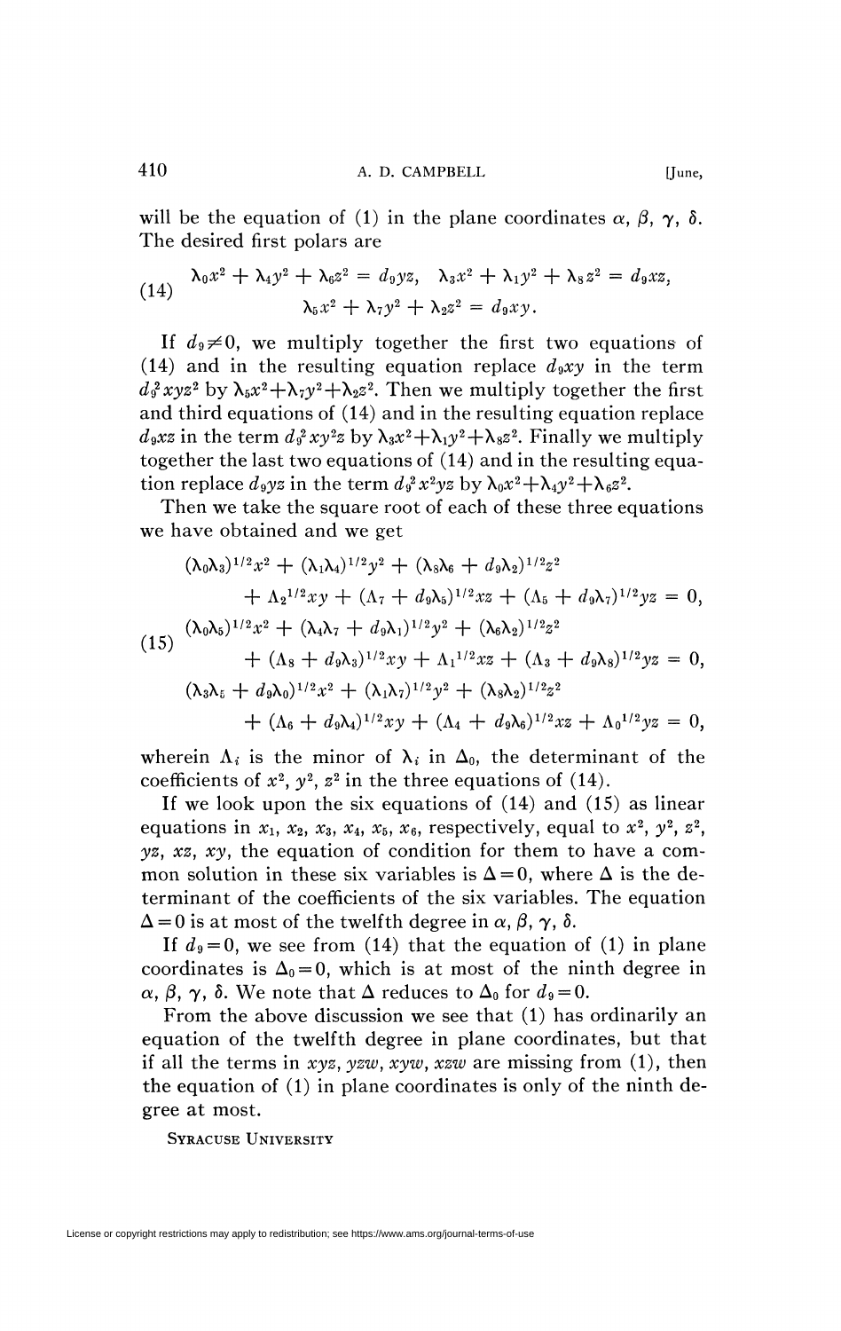will be the equation of (1) in the plane coordinates $\alpha$, $\beta$, $\gamma$, $\delta$. The desired first polars are

$$
(14)\quad \lambda_0 x^2 + \lambda_4 y^2 + \lambda_6 z^2 = d_9 yz, \quad \lambda_3 x^2 + \lambda_1 y^2 + \lambda_8 z^2 = d_9 xz,
$$
$$
\lambda_5 x^2 + \lambda_7 y^2 + \lambda_2 z^2 = d_9 xy.
$$

If $d_9 \neq 0$, we multiply together the first two equations of (14) and in the resulting equation replace $d_9 xy$ in the term $d_9^2 xyz^2$ by $\lambda_5 x^2 + \lambda_7 y^2 + \lambda_2 z^2$. Then we multiply together the first and third equations of (14) and in the resulting equation replace $d_9 xz$ in the term $d_9^2 xy^2 z$ by $\lambda_3 x^2 + \lambda_1 y^2 + \lambda_8 z^2$. Finally we multiply together the last two equations of (14) and in the resulting equation replace $d_9 yz$ in the term $d_9^2 x^2 yz$ by $\lambda_0 x^2 + \lambda_4 y^2 + \lambda_6 z^2$.

Then we take the square root of each of these three equations we have obtained and we get

$$
(15)\quad
\begin{aligned}
&(\lambda_0\lambda_3)^{1/2} x^2 + (\lambda_1\lambda_4)^{1/2} y^2 + (\lambda_8\lambda_6 + d_9\lambda_2)^{1/2} z^2 \\
&\qquad + \Lambda_2^{1/2} xy + (\Lambda_7 + d_9\lambda_5)^{1/2} xz + (\Lambda_5 + d_9\lambda_7)^{1/2} yz = 0, \\
&(\lambda_0\lambda_5)^{1/2} x^2 + (\lambda_4\lambda_7 + d_9\lambda_1)^{1/2} y^2 + (\lambda_6\lambda_2)^{1/2} z^2 \\
&\qquad + (\Lambda_8 + d_9\lambda_3)^{1/2} xy + \Lambda_1^{1/2} xz + (\Lambda_3 + d_9\lambda_8)^{1/2} yz = 0, \\
&(\lambda_3\lambda_5 + d_9\lambda_0)^{1/2} x^2 + (\lambda_1\lambda_7)^{1/2} y^2 + (\lambda_8\lambda_2)^{1/2} z^2 \\
&\qquad + (\Lambda_6 + d_9\lambda_4)^{1/2} xy + (\Lambda_4 + d_9\lambda_6)^{1/2} xz + \Lambda_0^{1/2} yz = 0,
\end{aligned}
$$

wherein $\Lambda_i$ is the minor of $\lambda_i$ in $\Delta_0$, the determinant of the coefficients of $x^2$, $y^2$, $z^2$ in the three equations of (14).

If we look upon the six equations of (14) and (15) as linear equations in $x_1$, $x_2$, $x_3$, $x_4$, $x_5$, $x_6$, respectively, equal to $x^2$, $y^2$, $z^2$, $yz$, $xz$, $xy$, the equation of condition for them to have a common solution in these six variables is $\Delta = 0$, where $\Delta$ is the determinant of the coefficients of the six variables. The equation $\Delta = 0$ is at most of the twelfth degree in $\alpha$, $\beta$, $\gamma$, $\delta$.

If $d_9 = 0$, we see from (14) that the equation of (1) in plane coordinates is $\Delta_0 = 0$, which is at most of the ninth degree in $\alpha$, $\beta$, $\gamma$, $\delta$. We note that $\Delta$ reduces to $\Delta_0$ for $d_9 = 0$.

From the above discussion we see that (1) has ordinarily an equation of the twelfth degree in plane coordinates, but that if all the terms in $xyz$, $yzw$, $xyw$, $xzw$ are missing from (1), then the equation of (1) in plane coordinates is only of the ninth degree at most.

Syracuse University